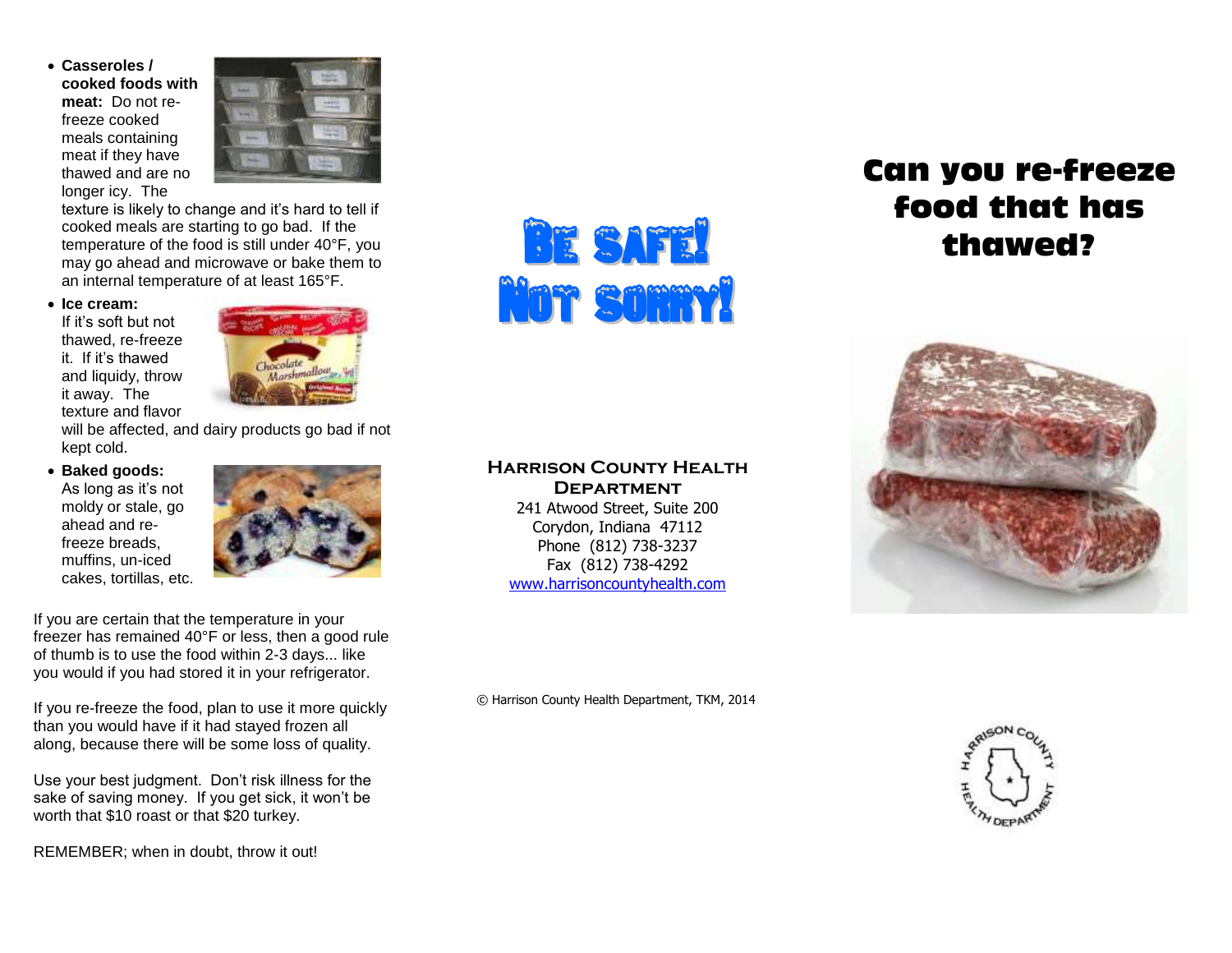- **Casseroles / cooked foods with meat:** Do not re-freeze cooked meals containing meat if they have thawed and are no longer icy. The texture is likely to change and it's hard to tell if cooked meals are starting to go bad. If the temperature of the food is still under 40°F, you may go ahead and microwave or bake them to an internal temperature of at least 165°F.
- **Ice cream:** If it's soft but not thawed, re-freeze it. If it's thawed and liquidy, throw it away. The texture and flavor will be affected, and dairy products go bad if not kept cold.
- **Baked goods:** As long as it's not moldy or stale, go ahead and re-freeze breads, muffins, un-iced cakes, tortillas, etc.

If you are certain that the temperature in your freezer has remained 40°F or less, then a good rule of thumb is to use the food within 2-3 days... like you would if you had stored it in your refrigerator.

If you re-freeze the food, plan to use it more quickly than you would have if it had stayed frozen all along, because there will be some loss of quality.

Use your best judgment. Don't risk illness for the sake of saving money. If you get sick, it won't be worth that $10 roast or that $20 turkey.

REMEMBER; when in doubt, throw it out!

**BE SAFE! NOT SORRY!**

**HARRISON COUNTY HEALTH DEPARTMENT**
241 Atwood Street, Suite 200
Corydon, Indiana 47112
Phone (812) 738-3237
Fax (812) 738-4292
www.harrisoncountyhealth.com

© Harrison County Health Department, TKM, 2014

# Can you re-freeze food that has thawed?

HARRISON COUNTY HEALTH DEPARTMENT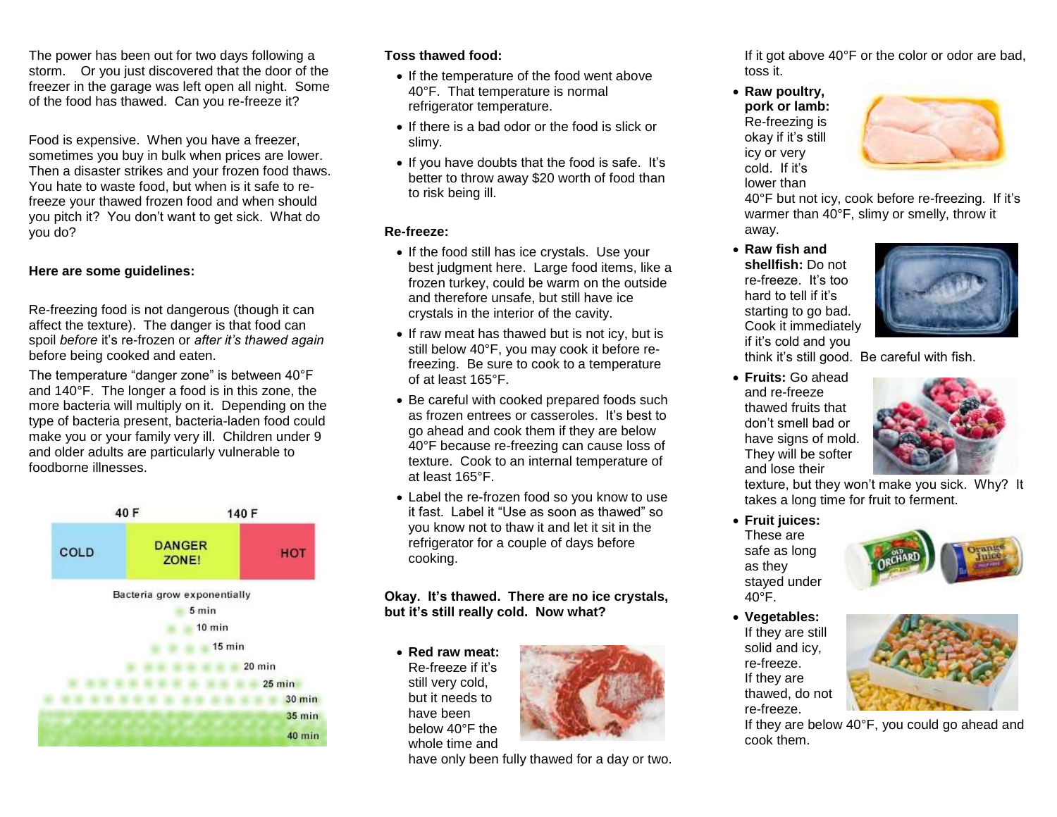The power has been out for two days following a storm. Or you just discovered that the door of the freezer in the garage was left open all night. Some of the food has thawed. Can you re-freeze it?

Food is expensive. When you have a freezer, sometimes you buy in bulk when prices are lower. Then a disaster strikes and your frozen food thaws. You hate to waste food, but when is it safe to re-freeze your thawed frozen food and when should you pitch it? You don't want to get sick. What do you do?

**Here are some guidelines:**

Re-freezing food is not dangerous (though it can affect the texture). The danger is that food can spoil *before* it's re-frozen or *after it's thawed again* before being cooked and eaten.

The temperature "danger zone" is between 40°F and 140°F. The longer a food is in this zone, the more bacteria will multiply on it. Depending on the type of bacteria present, bacteria-laden food could make you or your family very ill. Children under 9 and older adults are particularly vulnerable to foodborne illnesses.

40 F
140 F
COLD
DANGER ZONE!
HOT
Bacteria grow exponentially
5 min
10 min
15 min
20 min
25 min
30 min
35 min
40 min

**Toss thawed food:**

- If the temperature of the food went above 40°F. That temperature is normal refrigerator temperature.
- If there is a bad odor or the food is slick or slimy.
- If you have doubts that the food is safe. It's better to throw away $20 worth of food than to risk being ill.

**Re-freeze:**

- If the food still has ice crystals. Use your best judgment here. Large food items, like a frozen turkey, could be warm on the outside and therefore unsafe, but still have ice crystals in the interior of the cavity.
- If raw meat has thawed but is not icy, but is still below 40°F, you may cook it before re-freezing. Be sure to cook to a temperature of at least 165°F.
- Be careful with cooked prepared foods such as frozen entrees or casseroles. It's best to go ahead and cook them if they are below 40°F because re-freezing can cause loss of texture. Cook to an internal temperature of at least 165°F.
- Label the re-frozen food so you know to use it fast. Label it "Use as soon as thawed" so you know not to thaw it and let it sit in the refrigerator for a couple of days before cooking.

**Okay. It's thawed. There are no ice crystals, but it's still really cold. Now what?**

- **Red raw meat:** Re-freeze if it's still very cold, but it needs to have been below 40°F the whole time and have only been fully thawed for a day or two. If it got above 40°F or the color or odor are bad, toss it.
- **Raw poultry, pork or lamb:** Re-freezing is okay if it's still icy or very cold. If it's lower than 40°F but not icy, cook before re-freezing. If it's warmer than 40°F, slimy or smelly, throw it away.
- **Raw fish and shellfish:** Do not re-freeze. It's too hard to tell if it's starting to go bad. Cook it immediately if it's cold and you think it's still good. Be careful with fish.
- **Fruits:** Go ahead and re-freeze thawed fruits that don't smell bad or have signs of mold. They will be softer and lose their texture, but they won't make you sick. Why? It takes a long time for fruit to ferment.
- **Fruit juices:** These are safe as long as they stayed under 40°F.
- **Vegetables:** If they are still solid and icy, re-freeze. If they are thawed, do not re-freeze. If they are below 40°F, you could go ahead and cook them.